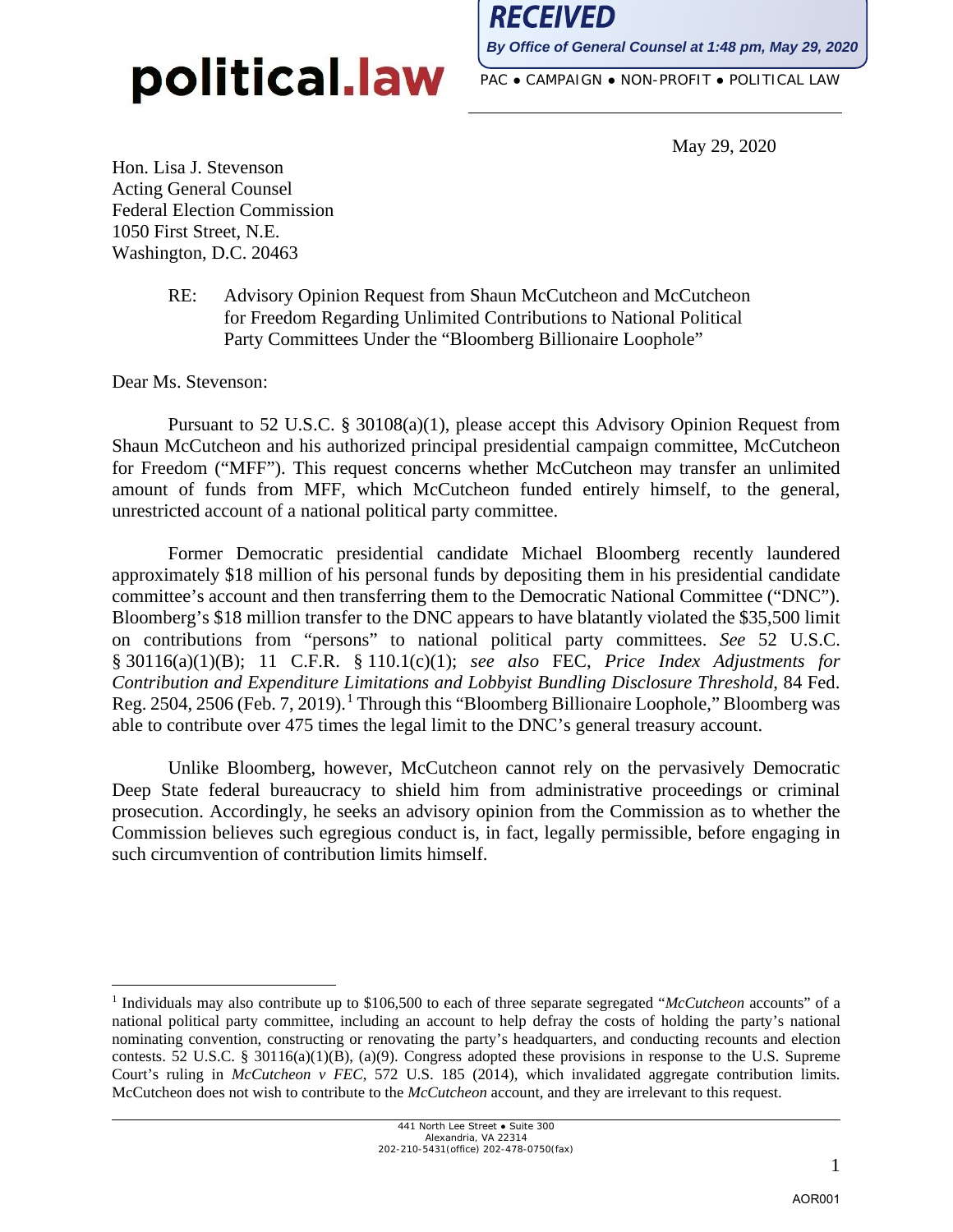**RECEIVED**

*By Office of General Counsel at 1:48 pm, May 29, 2020*

**political.law**

PAC ● CAMPAIGN ● NON-PROFIT ● POLITICAL LAW

May 29, 2020

Hon. Lisa J. Stevenson
Acting General Counsel
Federal Election Commission
1050 First Street, N.E.
Washington, D.C. 20463

RE: Advisory Opinion Request from Shaun McCutcheon and McCutcheon for Freedom Regarding Unlimited Contributions to National Political Party Committees Under the "Bloomberg Billionaire Loophole"

Dear Ms. Stevenson:

Pursuant to 52 U.S.C. § 30108(a)(1), please accept this Advisory Opinion Request from Shaun McCutcheon and his authorized principal presidential campaign committee, McCutcheon for Freedom ("MFF"). This request concerns whether McCutcheon may transfer an unlimited amount of funds from MFF, which McCutcheon funded entirely himself, to the general, unrestricted account of a national political party committee.

Former Democratic presidential candidate Michael Bloomberg recently laundered approximately $18 million of his personal funds by depositing them in his presidential candidate committee's account and then transferring them to the Democratic National Committee ("DNC"). Bloomberg's $18 million transfer to the DNC appears to have blatantly violated the $35,500 limit on contributions from "persons" to national political party committees. *See* 52 U.S.C. § 30116(a)(1)(B); 11 C.F.R. § 110.1(c)(1); *see also* FEC, *Price Index Adjustments for Contribution and Expenditure Limitations and Lobbyist Bundling Disclosure Threshold*, 84 Fed. Reg. 2504, 2506 (Feb. 7, 2019).[1] Through this "Bloomberg Billionaire Loophole," Bloomberg was able to contribute over 475 times the legal limit to the DNC's general treasury account.

Unlike Bloomberg, however, McCutcheon cannot rely on the pervasively Democratic Deep State federal bureaucracy to shield him from administrative proceedings or criminal prosecution. Accordingly, he seeks an advisory opinion from the Commission as to whether the Commission believes such egregious conduct is, in fact, legally permissible, before engaging in such circumvention of contribution limits himself.

---

[1] Individuals may also contribute up to $106,500 to each of three separate segregated "*McCutcheon* accounts" of a national political party committee, including an account to help defray the costs of holding the party's national nominating convention, constructing or renovating the party's headquarters, and conducting recounts and election contests. 52 U.S.C. § 30116(a)(1)(B), (a)(9). Congress adopted these provisions in response to the U.S. Supreme Court's ruling in *McCutcheon v FEC*, 572 U.S. 185 (2014), which invalidated aggregate contribution limits. McCutcheon does not wish to contribute to the *McCutcheon* account, and they are irrelevant to this request.

441 North Lee Street ● Suite 300
Alexandria, VA 22314
202-210-5431(office) 202-478-0750(fax)

AOR001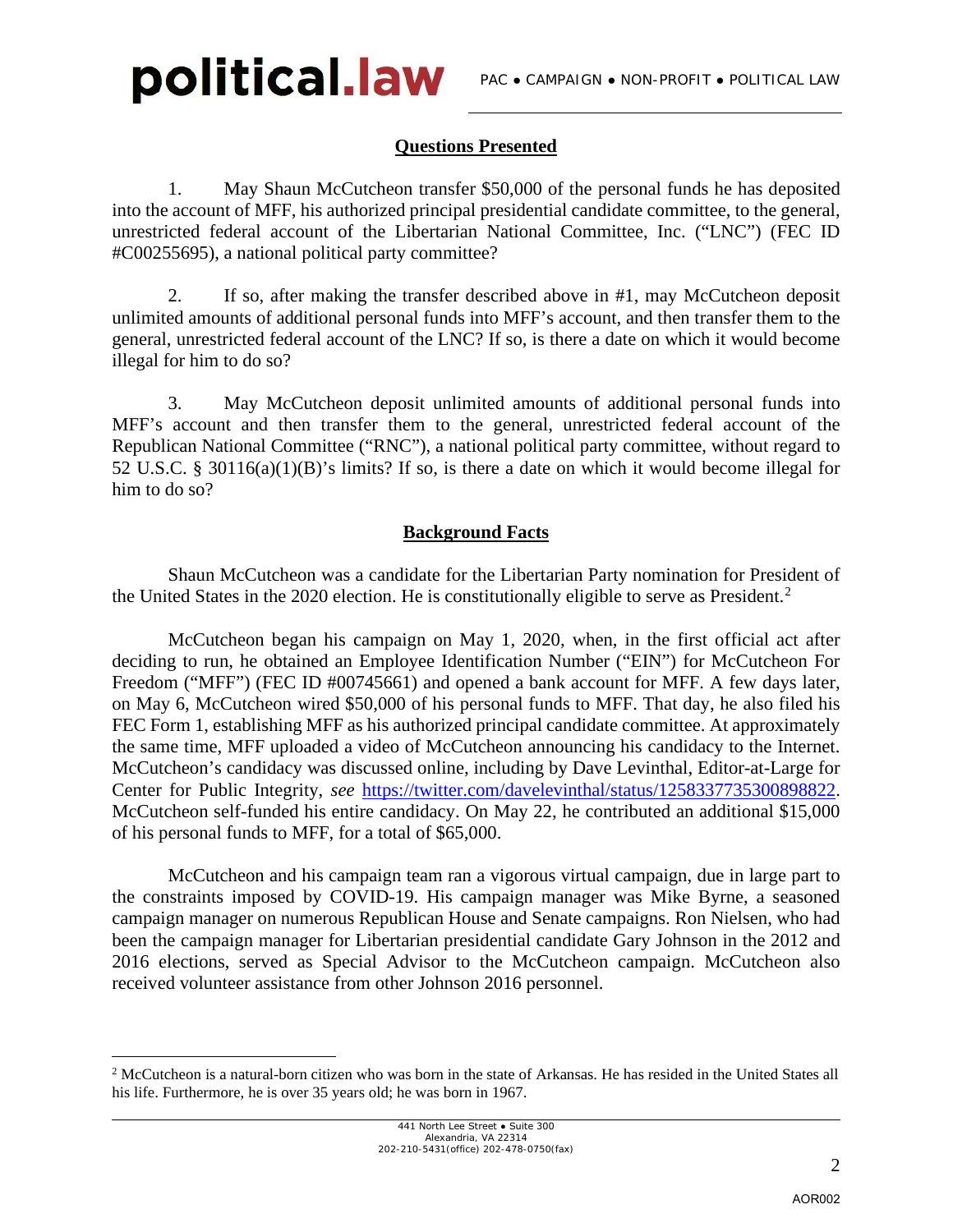## Questions Presented

1. May Shaun McCutcheon transfer $50,000 of the personal funds he has deposited into the account of MFF, his authorized principal presidential candidate committee, to the general, unrestricted federal account of the Libertarian National Committee, Inc. ("LNC") (FEC ID #C00255695), a national political party committee?

2. If so, after making the transfer described above in #1, may McCutcheon deposit unlimited amounts of additional personal funds into MFF's account, and then transfer them to the general, unrestricted federal account of the LNC? If so, is there a date on which it would become illegal for him to do so?

3. May McCutcheon deposit unlimited amounts of additional personal funds into MFF's account and then transfer them to the general, unrestricted federal account of the Republican National Committee ("RNC"), a national political party committee, without regard to 52 U.S.C. § 30116(a)(1)(B)'s limits? If so, is there a date on which it would become illegal for him to do so?

## Background Facts

Shaun McCutcheon was a candidate for the Libertarian Party nomination for President of the United States in the 2020 election. He is constitutionally eligible to serve as President.[2]

McCutcheon began his campaign on May 1, 2020, when, in the first official act after deciding to run, he obtained an Employee Identification Number ("EIN") for McCutcheon For Freedom ("MFF") (FEC ID #00745661) and opened a bank account for MFF. A few days later, on May 6, McCutcheon wired $50,000 of his personal funds to MFF. That day, he also filed his FEC Form 1, establishing MFF as his authorized principal candidate committee. At approximately the same time, MFF uploaded a video of McCutcheon announcing his candidacy to the Internet. McCutcheon's candidacy was discussed online, including by Dave Levinthal, Editor-at-Large for Center for Public Integrity, *see* https://twitter.com/davelevinthal/status/1258337735300898822. McCutcheon self-funded his entire candidacy. On May 22, he contributed an additional $15,000 of his personal funds to MFF, for a total of $65,000.

McCutcheon and his campaign team ran a vigorous virtual campaign, due in large part to the constraints imposed by COVID-19. His campaign manager was Mike Byrne, a seasoned campaign manager on numerous Republican House and Senate campaigns. Ron Nielsen, who had been the campaign manager for Libertarian presidential candidate Gary Johnson in the 2012 and 2016 elections, served as Special Advisor to the McCutcheon campaign. McCutcheon also received volunteer assistance from other Johnson 2016 personnel.

[2] McCutcheon is a natural-born citizen who was born in the state of Arkansas. He has resided in the United States all his life. Furthermore, he is over 35 years old; he was born in 1967.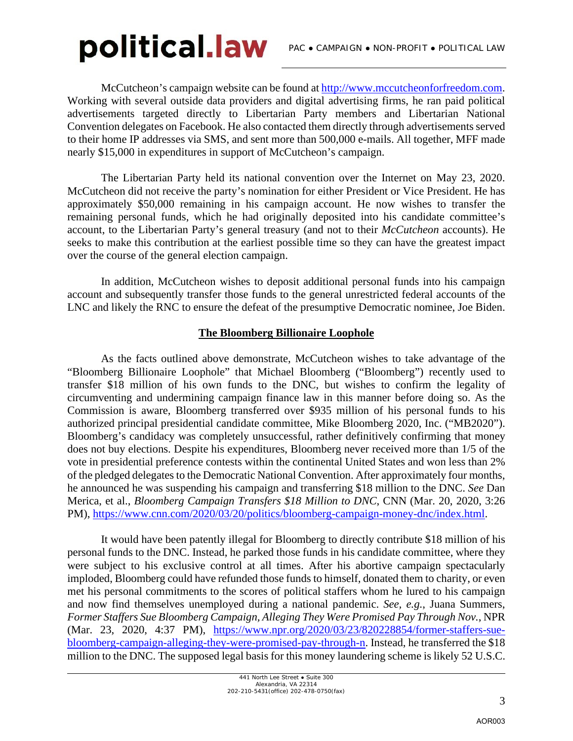McCutcheon's campaign website can be found at http://www.mccutcheonforfreedom.com. Working with several outside data providers and digital advertising firms, he ran paid political advertisements targeted directly to Libertarian Party members and Libertarian National Convention delegates on Facebook. He also contacted them directly through advertisements served to their home IP addresses via SMS, and sent more than 500,000 e-mails. All together, MFF made nearly $15,000 in expenditures in support of McCutcheon's campaign.

The Libertarian Party held its national convention over the Internet on May 23, 2020. McCutcheon did not receive the party's nomination for either President or Vice President. He has approximately $50,000 remaining in his campaign account. He now wishes to transfer the remaining personal funds, which he had originally deposited into his candidate committee's account, to the Libertarian Party's general treasury (and not to their *McCutcheon* accounts). He seeks to make this contribution at the earliest possible time so they can have the greatest impact over the course of the general election campaign.

In addition, McCutcheon wishes to deposit additional personal funds into his campaign account and subsequently transfer those funds to the general unrestricted federal accounts of the LNC and likely the RNC to ensure the defeat of the presumptive Democratic nominee, Joe Biden.

## **The Bloomberg Billionaire Loophole**

As the facts outlined above demonstrate, McCutcheon wishes to take advantage of the "Bloomberg Billionaire Loophole" that Michael Bloomberg ("Bloomberg") recently used to transfer $18 million of his own funds to the DNC, but wishes to confirm the legality of circumventing and undermining campaign finance law in this manner before doing so. As the Commission is aware, Bloomberg transferred over $935 million of his personal funds to his authorized principal presidential candidate committee, Mike Bloomberg 2020, Inc. ("MB2020"). Bloomberg's candidacy was completely unsuccessful, rather definitively confirming that money does not buy elections. Despite his expenditures, Bloomberg never received more than 1/5 of the vote in presidential preference contests within the continental United States and won less than 2% of the pledged delegates to the Democratic National Convention. After approximately four months, he announced he was suspending his campaign and transferring $18 million to the DNC. *See* Dan Merica, et al., *Bloomberg Campaign Transfers $18 Million to DNC*, CNN (Mar. 20, 2020, 3:26 PM), https://www.cnn.com/2020/03/20/politics/bloomberg-campaign-money-dnc/index.html.

It would have been patently illegal for Bloomberg to directly contribute $18 million of his personal funds to the DNC. Instead, he parked those funds in his candidate committee, where they were subject to his exclusive control at all times. After his abortive campaign spectacularly imploded, Bloomberg could have refunded those funds to himself, donated them to charity, or even met his personal commitments to the scores of political staffers whom he lured to his campaign and now find themselves unemployed during a national pandemic. *See, e.g.*, Juana Summers, *Former Staffers Sue Bloomberg Campaign, Alleging They Were Promised Pay Through Nov.*, NPR (Mar. 23, 2020, 4:37 PM), https://www.npr.org/2020/03/23/820228854/former-staffers-sue-bloomberg-campaign-alleging-they-were-promised-pay-through-n. Instead, he transferred the $18 million to the DNC. The supposed legal basis for this money laundering scheme is likely 52 U.S.C.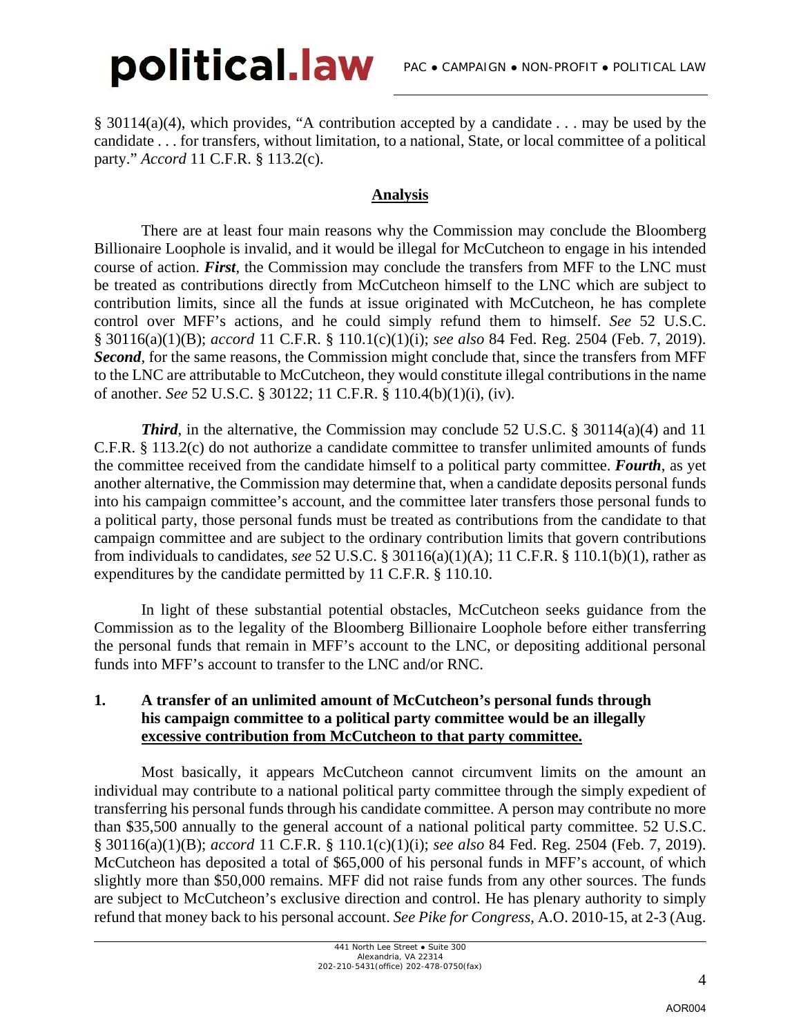§ 30114(a)(4), which provides, "A contribution accepted by a candidate . . . may be used by the candidate . . . for transfers, without limitation, to a national, State, or local committee of a political party." *Accord* 11 C.F.R. § 113.2(c).

## Analysis

There are at least four main reasons why the Commission may conclude the Bloomberg Billionaire Loophole is invalid, and it would be illegal for McCutcheon to engage in his intended course of action. ***First***, the Commission may conclude the transfers from MFF to the LNC must be treated as contributions directly from McCutcheon himself to the LNC which are subject to contribution limits, since all the funds at issue originated with McCutcheon, he has complete control over MFF's actions, and he could simply refund them to himself. *See* 52 U.S.C. § 30116(a)(1)(B); *accord* 11 C.F.R. § 110.1(c)(1)(i); *see also* 84 Fed. Reg. 2504 (Feb. 7, 2019). ***Second***, for the same reasons, the Commission might conclude that, since the transfers from MFF to the LNC are attributable to McCutcheon, they would constitute illegal contributions in the name of another. *See* 52 U.S.C. § 30122; 11 C.F.R. § 110.4(b)(1)(i), (iv).

***Third***, in the alternative, the Commission may conclude 52 U.S.C. § 30114(a)(4) and 11 C.F.R. § 113.2(c) do not authorize a candidate committee to transfer unlimited amounts of funds the committee received from the candidate himself to a political party committee. ***Fourth***, as yet another alternative, the Commission may determine that, when a candidate deposits personal funds into his campaign committee's account, and the committee later transfers those personal funds to a political party, those personal funds must be treated as contributions from the candidate to that campaign committee and are subject to the ordinary contribution limits that govern contributions from individuals to candidates, *see* 52 U.S.C. § 30116(a)(1)(A); 11 C.F.R. § 110.1(b)(1), rather as expenditures by the candidate permitted by 11 C.F.R. § 110.10.

In light of these substantial potential obstacles, McCutcheon seeks guidance from the Commission as to the legality of the Bloomberg Billionaire Loophole before either transferring the personal funds that remain in MFF's account to the LNC, or depositing additional personal funds into MFF's account to transfer to the LNC and/or RNC.

### 1. A transfer of an unlimited amount of McCutcheon's personal funds through his campaign committee to a political party committee would be an illegally excessive contribution from McCutcheon to that party committee.

Most basically, it appears McCutcheon cannot circumvent limits on the amount an individual may contribute to a national political party committee through the simply expedient of transferring his personal funds through his candidate committee. A person may contribute no more than $35,500 annually to the general account of a national political party committee. 52 U.S.C. § 30116(a)(1)(B); *accord* 11 C.F.R. § 110.1(c)(1)(i); *see also* 84 Fed. Reg. 2504 (Feb. 7, 2019). McCutcheon has deposited a total of $65,000 of his personal funds in MFF's account, of which slightly more than $50,000 remains. MFF did not raise funds from any other sources. The funds are subject to McCutcheon's exclusive direction and control. He has plenary authority to simply refund that money back to his personal account. *See Pike for Congress*, A.O. 2010-15, at 2-3 (Aug.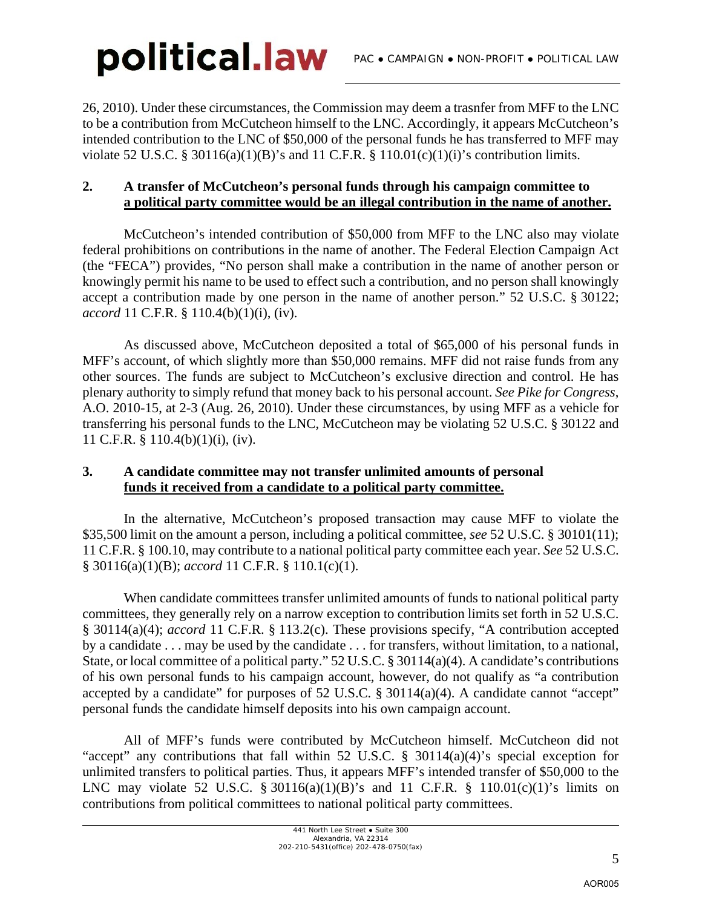26, 2010). Under these circumstances, the Commission may deem a trasnfer from MFF to the LNC to be a contribution from McCutcheon himself to the LNC. Accordingly, it appears McCutcheon's intended contribution to the LNC of $50,000 of the personal funds he has transferred to MFF may violate 52 U.S.C. § 30116(a)(1)(B)'s and 11 C.F.R. § 110.01(c)(1)(i)'s contribution limits.

**2. A transfer of McCutcheon's personal funds through his campaign committee to a political party committee would be an illegal contribution in the name of another.**

McCutcheon's intended contribution of $50,000 from MFF to the LNC also may violate federal prohibitions on contributions in the name of another. The Federal Election Campaign Act (the "FECA") provides, "No person shall make a contribution in the name of another person or knowingly permit his name to be used to effect such a contribution, and no person shall knowingly accept a contribution made by one person in the name of another person." 52 U.S.C. § 30122; *accord* 11 C.F.R. § 110.4(b)(1)(i), (iv).

As discussed above, McCutcheon deposited a total of $65,000 of his personal funds in MFF's account, of which slightly more than $50,000 remains. MFF did not raise funds from any other sources. The funds are subject to McCutcheon's exclusive direction and control. He has plenary authority to simply refund that money back to his personal account. *See Pike for Congress*, A.O. 2010-15, at 2-3 (Aug. 26, 2010). Under these circumstances, by using MFF as a vehicle for transferring his personal funds to the LNC, McCutcheon may be violating 52 U.S.C. § 30122 and 11 C.F.R. § 110.4(b)(1)(i), (iv).

**3. A candidate committee may not transfer unlimited amounts of personal funds it received from a candidate to a political party committee.**

In the alternative, McCutcheon's proposed transaction may cause MFF to violate the $35,500 limit on the amount a person, including a political committee, *see* 52 U.S.C. § 30101(11); 11 C.F.R. § 100.10, may contribute to a national political party committee each year. *See* 52 U.S.C. § 30116(a)(1)(B); *accord* 11 C.F.R. § 110.1(c)(1).

When candidate committees transfer unlimited amounts of funds to national political party committees, they generally rely on a narrow exception to contribution limits set forth in 52 U.S.C. § 30114(a)(4); *accord* 11 C.F.R. § 113.2(c). These provisions specify, "A contribution accepted by a candidate . . . may be used by the candidate . . . for transfers, without limitation, to a national, State, or local committee of a political party." 52 U.S.C. § 30114(a)(4). A candidate's contributions of his own personal funds to his campaign account, however, do not qualify as "a contribution accepted by a candidate" for purposes of 52 U.S.C. § 30114(a)(4). A candidate cannot "accept" personal funds the candidate himself deposits into his own campaign account.

All of MFF's funds were contributed by McCutcheon himself. McCutcheon did not "accept" any contributions that fall within 52 U.S.C. § 30114(a)(4)'s special exception for unlimited transfers to political parties. Thus, it appears MFF's intended transfer of $50,000 to the LNC may violate 52 U.S.C. § 30116(a)(1)(B)'s and 11 C.F.R. § 110.01(c)(1)'s limits on contributions from political committees to national political party committees.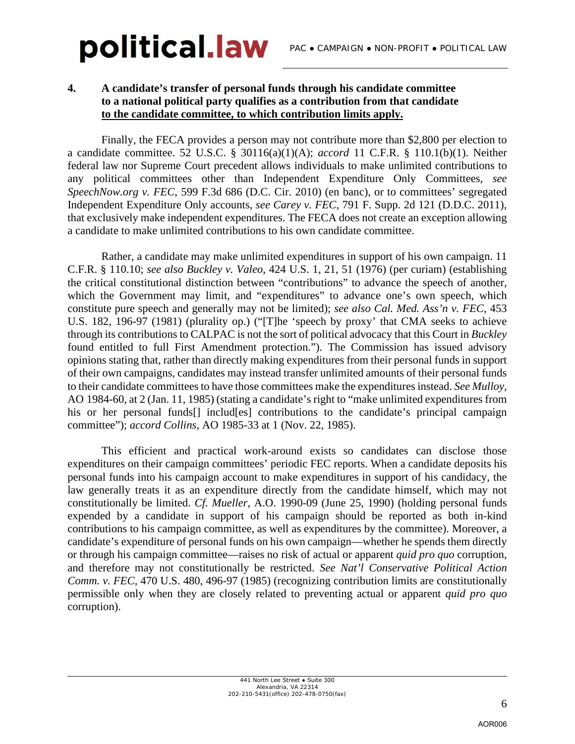**4. A candidate's transfer of personal funds through his candidate committee to a national political party qualifies as a contribution from that candidate <u>to the candidate committee, to which contribution limits apply.</u>**

Finally, the FECA provides a person may not contribute more than $2,800 per election to a candidate committee. 52 U.S.C. § 30116(a)(1)(A); *accord* 11 C.F.R. § 110.1(b)(1). Neither federal law nor Supreme Court precedent allows individuals to make unlimited contributions to any political committees other than Independent Expenditure Only Committees, *see SpeechNow.org v. FEC*, 599 F.3d 686 (D.C. Cir. 2010) (en banc), or to committees' segregated Independent Expenditure Only accounts, *see Carey v. FEC*, 791 F. Supp. 2d 121 (D.D.C. 2011), that exclusively make independent expenditures. The FECA does not create an exception allowing a candidate to make unlimited contributions to his own candidate committee.

Rather, a candidate may make unlimited expenditures in support of his own campaign. 11 C.F.R. § 110.10; *see also Buckley v. Valeo*, 424 U.S. 1, 21, 51 (1976) (per curiam) (establishing the critical constitutional distinction between "contributions" to advance the speech of another, which the Government may limit, and "expenditures" to advance one's own speech, which constitute pure speech and generally may not be limited); *see also Cal. Med. Ass'n v. FEC*, 453 U.S. 182, 196-97 (1981) (plurality op.) ("[T]he 'speech by proxy' that CMA seeks to achieve through its contributions to CALPAC is not the sort of political advocacy that this Court in *Buckley* found entitled to full First Amendment protection."). The Commission has issued advisory opinions stating that, rather than directly making expenditures from their personal funds in support of their own campaigns, candidates may instead transfer unlimited amounts of their personal funds to their candidate committees to have those committees make the expenditures instead. *See Mulloy*, AO 1984-60, at 2 (Jan. 11, 1985) (stating a candidate's right to "make unlimited expenditures from his or her personal funds[] includ[es] contributions to the candidate's principal campaign committee"); *accord Collins*, AO 1985-33 at 1 (Nov. 22, 1985).

This efficient and practical work-around exists so candidates can disclose those expenditures on their campaign committees' periodic FEC reports. When a candidate deposits his personal funds into his campaign account to make expenditures in support of his candidacy, the law generally treats it as an expenditure directly from the candidate himself, which may not constitutionally be limited. *Cf. Mueller*, A.O. 1990-09 (June 25, 1990) (holding personal funds expended by a candidate in support of his campaign should be reported as both in-kind contributions to his campaign committee, as well as expenditures by the committee). Moreover, a candidate's expenditure of personal funds on his own campaign—whether he spends them directly or through his campaign committee—raises no risk of actual or apparent *quid pro quo* corruption, and therefore may not constitutionally be restricted. *See Nat'l Conservative Political Action Comm. v. FEC*, 470 U.S. 480, 496-97 (1985) (recognizing contribution limits are constitutionally permissible only when they are closely related to preventing actual or apparent *quid pro quo* corruption).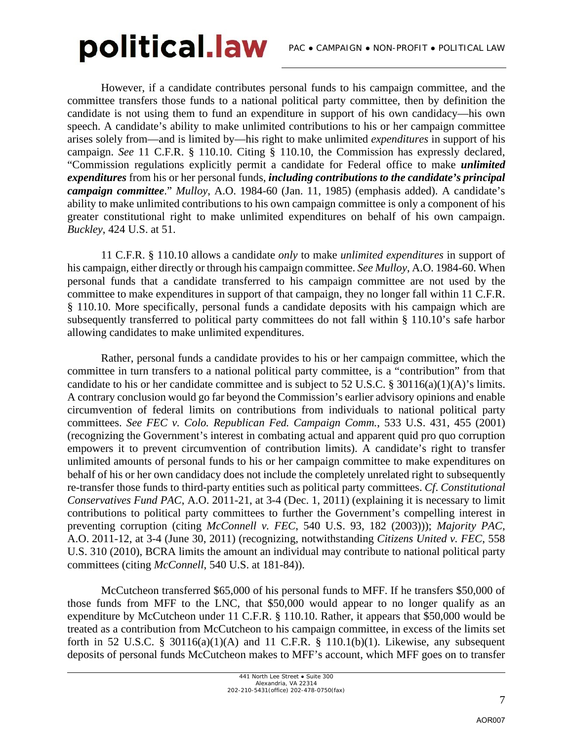However, if a candidate contributes personal funds to his campaign committee, and the committee transfers those funds to a national political party committee, then by definition the candidate is not using them to fund an expenditure in support of his own candidacy—his own speech. A candidate's ability to make unlimited contributions to his or her campaign committee arises solely from—and is limited by—his right to make unlimited *expenditures* in support of his campaign. *See* 11 C.F.R. § 110.10. Citing § 110.10, the Commission has expressly declared, "Commission regulations explicitly permit a candidate for Federal office to make ***unlimited expenditures*** from his or her personal funds, ***including contributions to the candidate's principal campaign committee***." *Mulloy*, A.O. 1984-60 (Jan. 11, 1985) (emphasis added). A candidate's ability to make unlimited contributions to his own campaign committee is only a component of his greater constitutional right to make unlimited expenditures on behalf of his own campaign. *Buckley*, 424 U.S. at 51.

11 C.F.R. § 110.10 allows a candidate *only* to make *unlimited expenditures* in support of his campaign, either directly or through his campaign committee. *See Mulloy*, A.O. 1984-60. When personal funds that a candidate transferred to his campaign committee are not used by the committee to make expenditures in support of that campaign, they no longer fall within 11 C.F.R. § 110.10. More specifically, personal funds a candidate deposits with his campaign which are subsequently transferred to political party committees do not fall within § 110.10's safe harbor allowing candidates to make unlimited expenditures.

Rather, personal funds a candidate provides to his or her campaign committee, which the committee in turn transfers to a national political party committee, is a "contribution" from that candidate to his or her candidate committee and is subject to 52 U.S.C. § 30116(a)(1)(A)'s limits. A contrary conclusion would go far beyond the Commission's earlier advisory opinions and enable circumvention of federal limits on contributions from individuals to national political party committees. *See FEC v. Colo. Republican Fed. Campaign Comm.*, 533 U.S. 431, 455 (2001) (recognizing the Government's interest in combating actual and apparent quid pro quo corruption empowers it to prevent circumvention of contribution limits). A candidate's right to transfer unlimited amounts of personal funds to his or her campaign committee to make expenditures on behalf of his or her own candidacy does not include the completely unrelated right to subsequently re-transfer those funds to third-party entities such as political party committees. *Cf. Constitutional Conservatives Fund PAC*, A.O. 2011-21, at 3-4 (Dec. 1, 2011) (explaining it is necessary to limit contributions to political party committees to further the Government's compelling interest in preventing corruption (citing *McConnell v. FEC*, 540 U.S. 93, 182 (2003))); *Majority PAC*, A.O. 2011-12, at 3-4 (June 30, 2011) (recognizing, notwithstanding *Citizens United v. FEC*, 558 U.S. 310 (2010), BCRA limits the amount an individual may contribute to national political party committees (citing *McConnell*, 540 U.S. at 181-84)).

McCutcheon transferred $65,000 of his personal funds to MFF. If he transfers $50,000 of those funds from MFF to the LNC, that $50,000 would appear to no longer qualify as an expenditure by McCutcheon under 11 C.F.R. § 110.10. Rather, it appears that $50,000 would be treated as a contribution from McCutcheon to his campaign committee, in excess of the limits set forth in 52 U.S.C. § 30116(a)(1)(A) and 11 C.F.R. § 110.1(b)(1). Likewise, any subsequent deposits of personal funds McCutcheon makes to MFF's account, which MFF goes on to transfer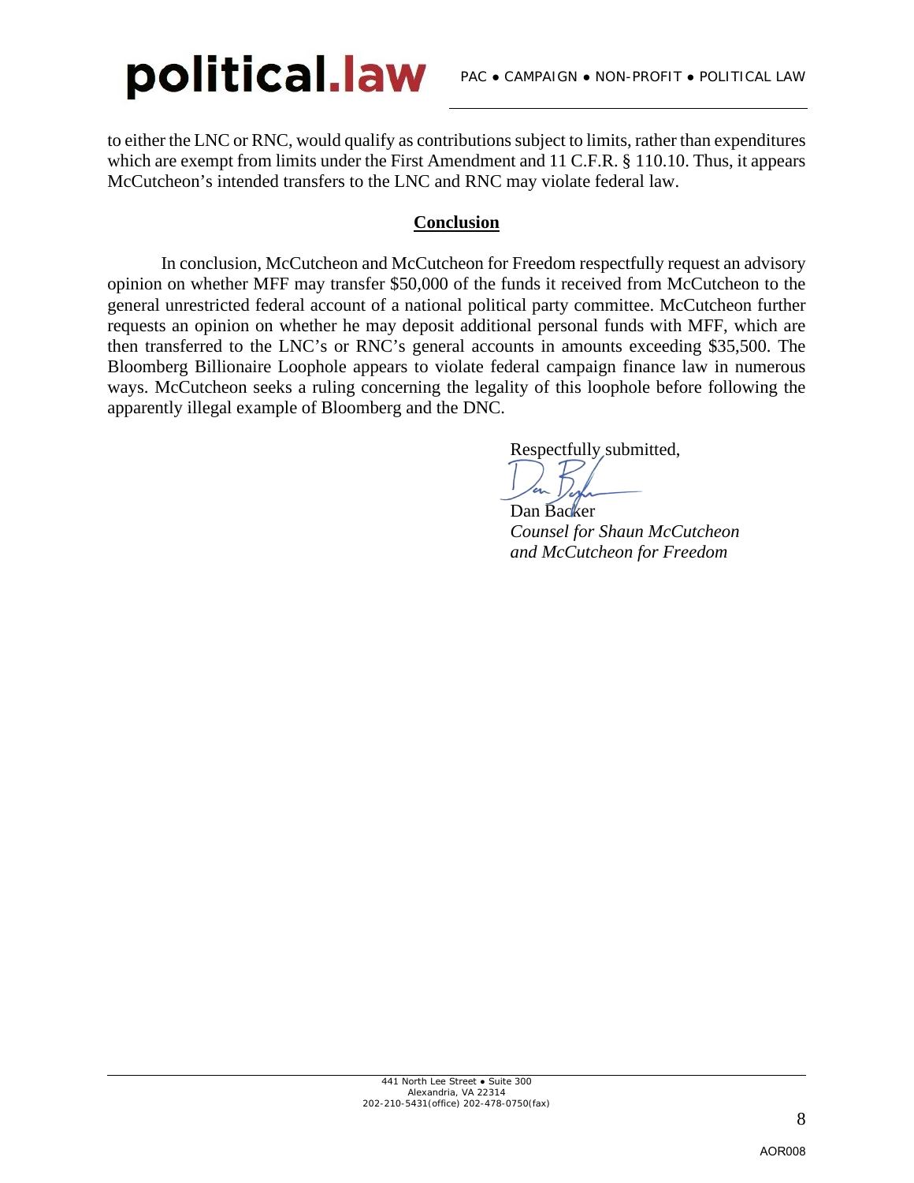to either the LNC or RNC, would qualify as contributions subject to limits, rather than expenditures which are exempt from limits under the First Amendment and 11 C.F.R. § 110.10. Thus, it appears McCutcheon's intended transfers to the LNC and RNC may violate federal law.

## **Conclusion**

In conclusion, McCutcheon and McCutcheon for Freedom respectfully request an advisory opinion on whether MFF may transfer $50,000 of the funds it received from McCutcheon to the general unrestricted federal account of a national political party committee. McCutcheon further requests an opinion on whether he may deposit additional personal funds with MFF, which are then transferred to the LNC's or RNC's general accounts in amounts exceeding $35,500. The Bloomberg Billionaire Loophole appears to violate federal campaign finance law in numerous ways. McCutcheon seeks a ruling concerning the legality of this loophole before following the apparently illegal example of Bloomberg and the DNC.

Respectfully submitted,

Dan Backer
*Counsel for Shaun McCutcheon*
*and McCutcheon for Freedom*

AOR008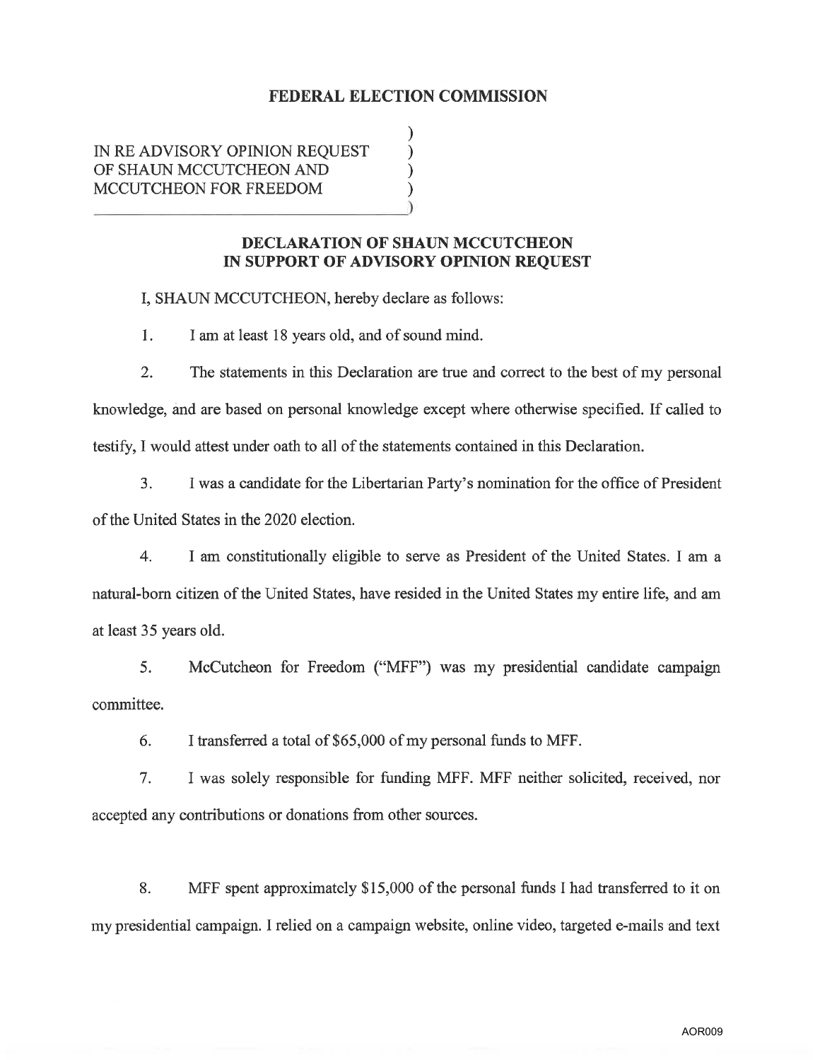**FEDERAL ELECTION COMMISSION**

IN RE ADVISORY OPINION REQUEST OF SHAUN MCCUTCHEON AND MCCUTCHEON FOR FREEDOM

**DECLARATION OF SHAUN MCCUTCHEON IN SUPPORT OF ADVISORY OPINION REQUEST**

I, SHAUN MCCUTCHEON, hereby declare as follows:

1. I am at least 18 years old, and of sound mind.

2. The statements in this Declaration are true and correct to the best of my personal knowledge, and are based on personal knowledge except where otherwise specified. If called to testify, I would attest under oath to all of the statements contained in this Declaration.

3. I was a candidate for the Libertarian Party's nomination for the office of President of the United States in the 2020 election.

4. I am constitutionally eligible to serve as President of the United States. I am a natural-born citizen of the United States, have resided in the United States my entire life, and am at least 35 years old.

5. McCutcheon for Freedom ("MFF") was my presidential candidate campaign committee.

6. I transferred a total of $65,000 of my personal funds to MFF.

7. I was solely responsible for funding MFF. MFF neither solicited, received, nor accepted any contributions or donations from other sources.

8. MFF spent approximately $15,000 of the personal funds I had transferred to it on my presidential campaign. I relied on a campaign website, online video, targeted e-mails and text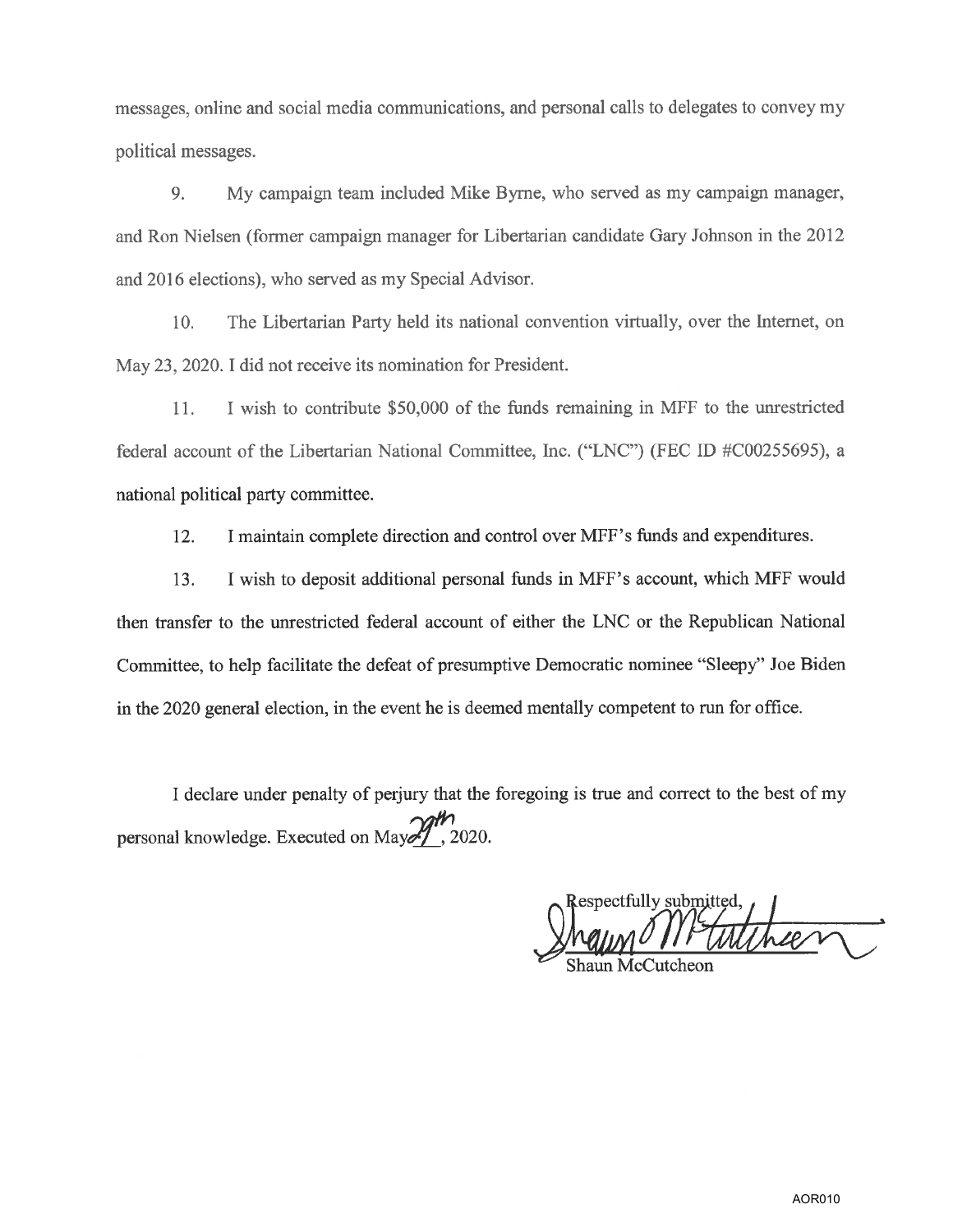messages, online and social media communications, and personal calls to delegates to convey my political messages.

9. My campaign team included Mike Byrne, who served as my campaign manager, and Ron Nielsen (former campaign manager for Libertarian candidate Gary Johnson in the 2012 and 2016 elections), who served as my Special Advisor.

10. The Libertarian Party held its national convention virtually, over the Internet, on May 23, 2020. I did not receive its nomination for President.

11. I wish to contribute $50,000 of the funds remaining in MFF to the unrestricted federal account of the Libertarian National Committee, Inc. ("LNC") (FEC ID #C00255695), a national political party committee.

12. I maintain complete direction and control over MFF's funds and expenditures.

13. I wish to deposit additional personal funds in MFF's account, which MFF would then transfer to the unrestricted federal account of either the LNC or the Republican National Committee, to help facilitate the defeat of presumptive Democratic nominee "Sleepy" Joe Biden in the 2020 general election, in the event he is deemed mentally competent to run for office.

I declare under penalty of perjury that the foregoing is true and correct to the best of my personal knowledge. Executed on May 27th, 2020.

Respectfully submitted,

Shaun McCutcheon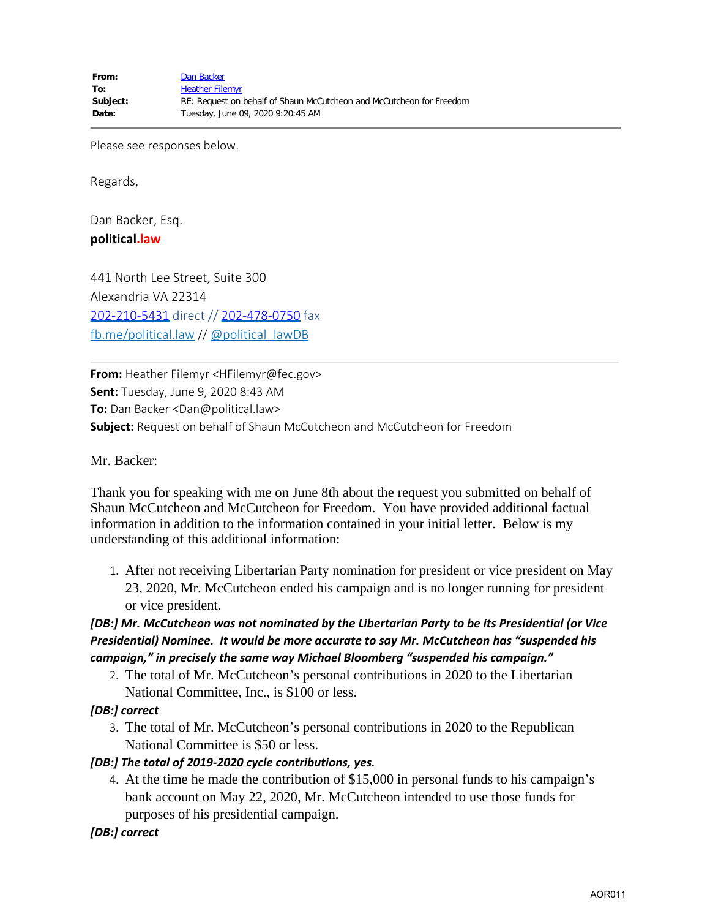**From:** Dan Backer
**To:** Heather Filemyr
**Subject:** RE: Request on behalf of Shaun McCutcheon and McCutcheon for Freedom
**Date:** Tuesday, June 09, 2020 9:20:45 AM

---

Please see responses below.

Regards,

Dan Backer, Esq.
**political.law**

441 North Lee Street, Suite 300
Alexandria VA 22314
202-210-5431 direct // 202-478-0750 fax
fb.me/political.law // @political_lawDB

---

**From:** Heather Filemyr <HFilemyr@fec.gov>
**Sent:** Tuesday, June 9, 2020 8:43 AM
**To:** Dan Backer <Dan@political.law>
**Subject:** Request on behalf of Shaun McCutcheon and McCutcheon for Freedom

Mr. Backer:

Thank you for speaking with me on June 8th about the request you submitted on behalf of Shaun McCutcheon and McCutcheon for Freedom. You have provided additional factual information in addition to the information contained in your initial letter. Below is my understanding of this additional information:

1. After not receiving Libertarian Party nomination for president or vice president on May 23, 2020, Mr. McCutcheon ended his campaign and is no longer running for president or vice president.

***[DB:] Mr. McCutcheon was not nominated by the Libertarian Party to be its Presidential (or Vice Presidential) Nominee. It would be more accurate to say Mr. McCutcheon has "suspended his campaign," in precisely the same way Michael Bloomberg "suspended his campaign."***

2. The total of Mr. McCutcheon's personal contributions in 2020 to the Libertarian National Committee, Inc., is $100 or less.

***[DB:] correct***

3. The total of Mr. McCutcheon's personal contributions in 2020 to the Republican National Committee is $50 or less.

***[DB:] The total of 2019-2020 cycle contributions, yes.***

4. At the time he made the contribution of $15,000 in personal funds to his campaign's bank account on May 22, 2020, Mr. McCutcheon intended to use those funds for purposes of his presidential campaign.

***[DB:] correct***

AOR011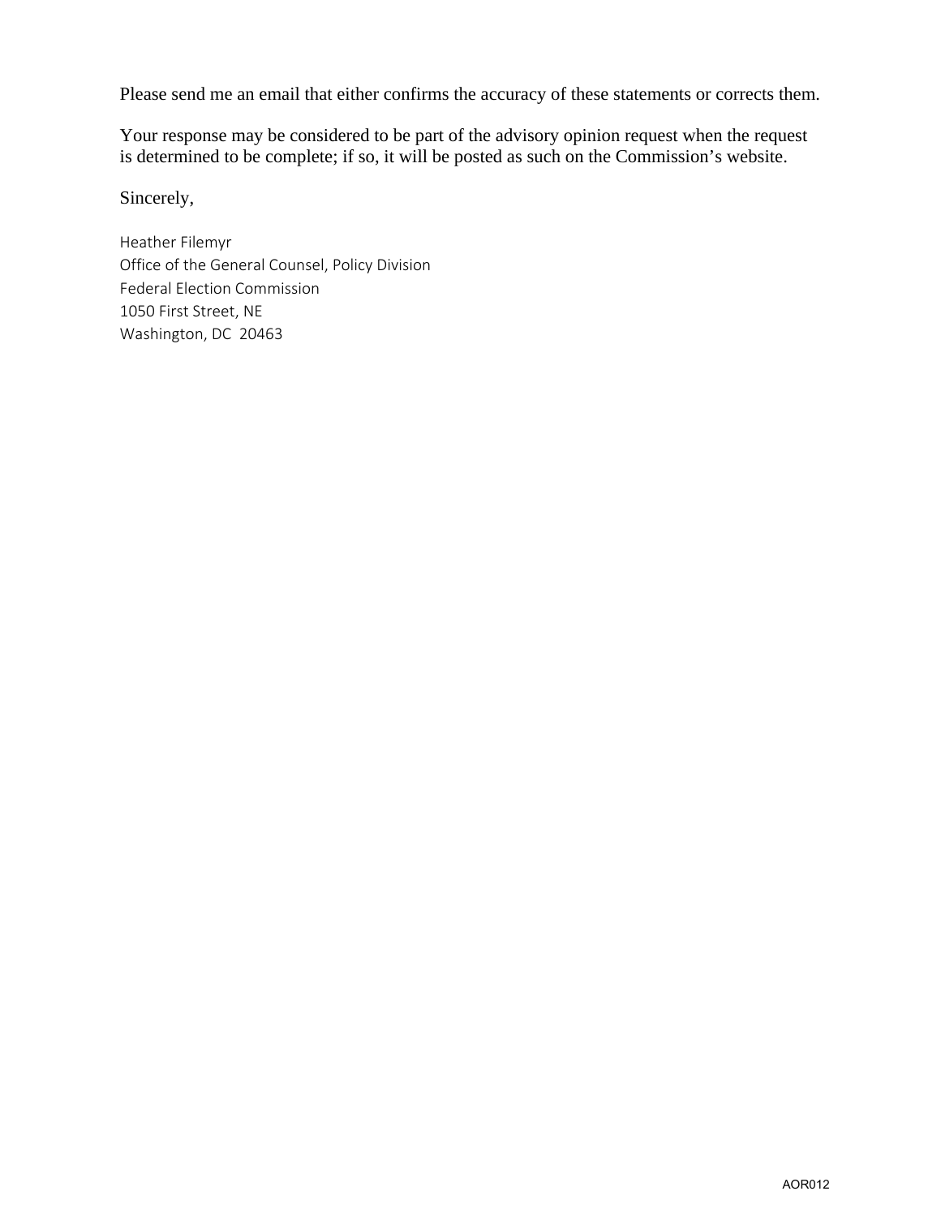Please send me an email that either confirms the accuracy of these statements or corrects them.

Your response may be considered to be part of the advisory opinion request when the request is determined to be complete; if so, it will be posted as such on the Commission's website.

Sincerely,

Heather Filemyr
Office of the General Counsel, Policy Division
Federal Election Commission
1050 First Street, NE
Washington, DC 20463